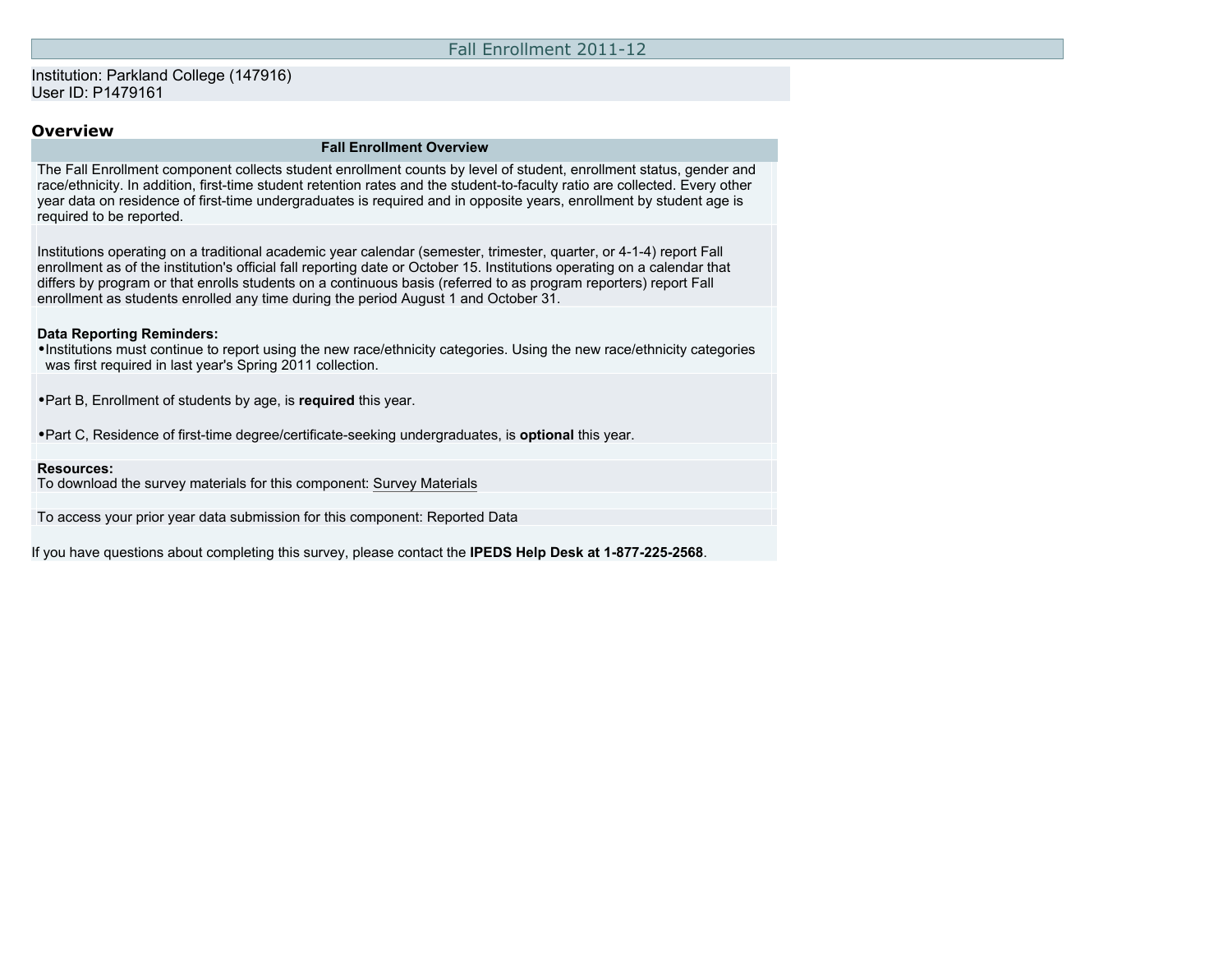# Fall Enrollment 2011-12

Institution: Parkland College (147916)
User ID: P1479161

## Overview

### Fall Enrollment Overview

The Fall Enrollment component collects student enrollment counts by level of student, enrollment status, gender and race/ethnicity. In addition, first-time student retention rates and the student-to-faculty ratio are collected. Every other year data on residence of first-time undergraduates is required and in opposite years, enrollment by student age is required to be reported.

Institutions operating on a traditional academic year calendar (semester, trimester, quarter, or 4-1-4) report Fall enrollment as of the institution's official fall reporting date or October 15. Institutions operating on a calendar that differs by program or that enrolls students on a continuous basis (referred to as program reporters) report Fall enrollment as students enrolled any time during the period August 1 and October 31.

**Data Reporting Reminders:**

- Institutions must continue to report using the new race/ethnicity categories. Using the new race/ethnicity categories was first required in last year's Spring 2011 collection.
- Part B, Enrollment of students by age, is **required** this year.
- Part C, Residence of first-time degree/certificate-seeking undergraduates, is **optional** this year.

**Resources:**
To download the survey materials for this component: Survey Materials

To access your prior year data submission for this component: Reported Data

If you have questions about completing this survey, please contact the **IPEDS Help Desk at 1-877-225-2568**.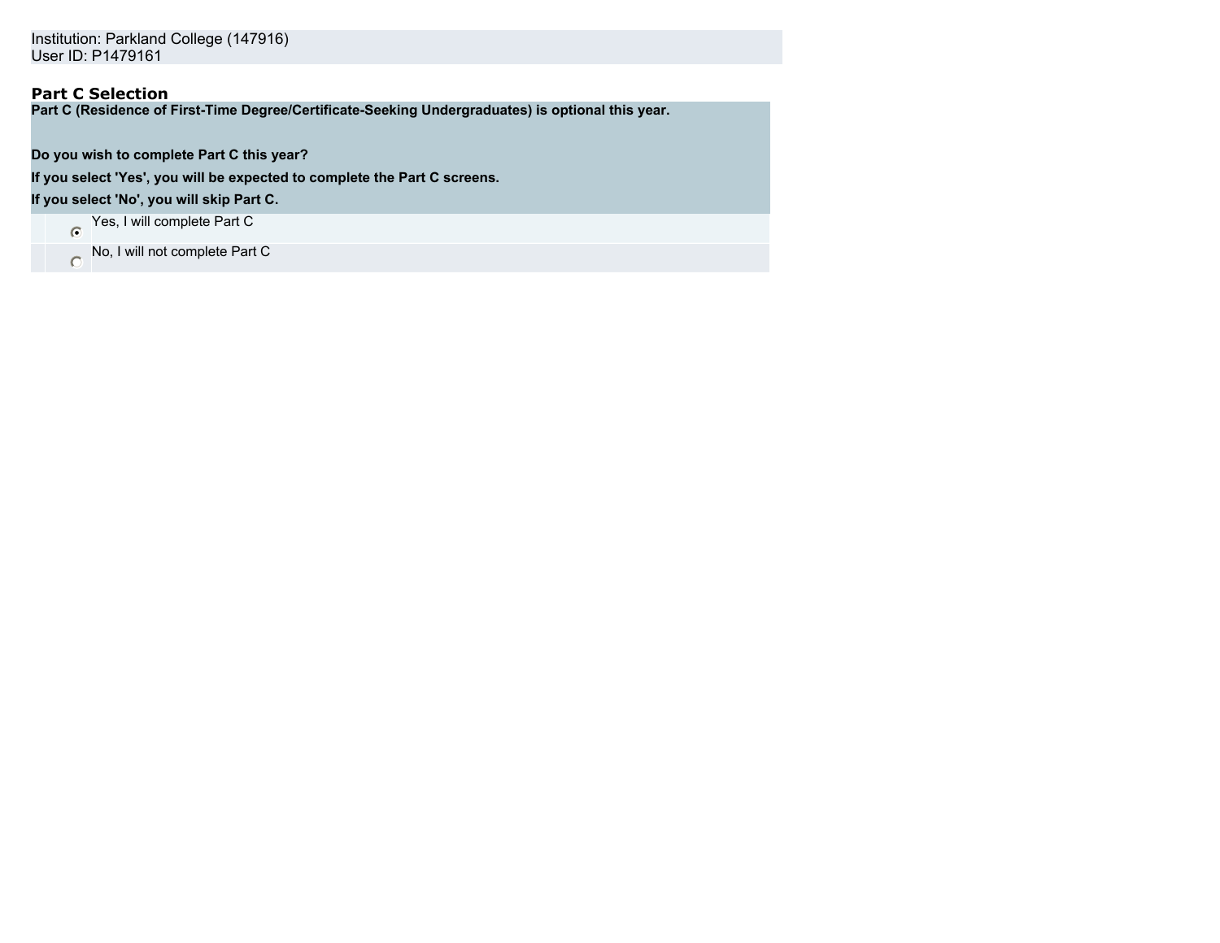Institution: Parkland College (147916)
User ID: P1479161

## Part C Selection

**Part C (Residence of First-Time Degree/Certificate-Seeking Undergraduates) is optional this year.**

**Do you wish to complete Part C this year?**

**If you select 'Yes', you will be expected to complete the Part C screens.**

**If you select 'No', you will skip Part C.**

| | |
|---|---|
| (●) | Yes, I will complete Part C |
| ( ) | No, I will not complete Part C |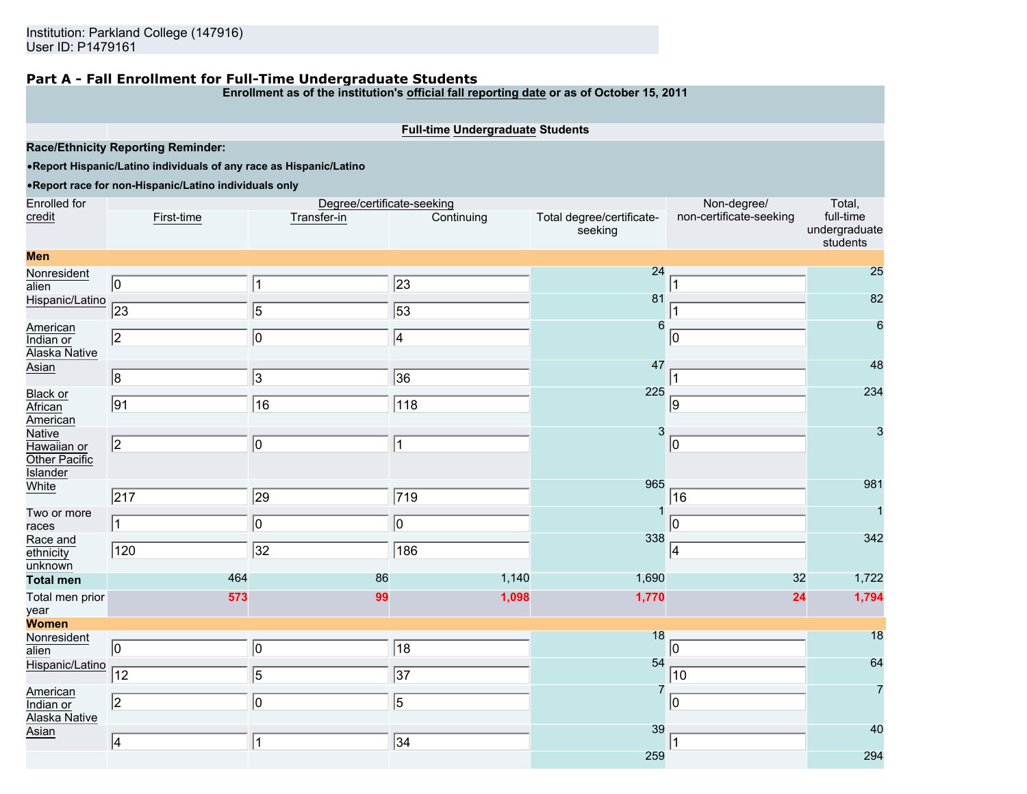Institution: Parkland College (147916)
User ID: P1479161

## Part A - Fall Enrollment for Full-Time Undergraduate Students

**Enrollment as of the institution's official fall reporting date or as of October 15, 2011**

**Full-time Undergraduate Students**

**Race/Ethnicity Reporting Reminder:**

- **Report Hispanic/Latino individuals of any race as Hispanic/Latino**
- **Report race for non-Hispanic/Latino individuals only**

| Enrolled for credit | Degree/certificate-seeking | | | | Non-degree/ non-certificate-seeking | Total, full-time undergraduate students |
|---|---|---|---|---|---|---|
| | First-time | Transfer-in | Continuing | Total degree/certificate-seeking | | |
| **Men** | | | | | | |
| Nonresident alien | 0 | 1 | 23 | 24 | 1 | 25 |
| Hispanic/Latino | 23 | 5 | 53 | 81 | 1 | 82 |
| American Indian or Alaska Native | 2 | 0 | 4 | 6 | 0 | 6 |
| Asian | 8 | 3 | 36 | 47 | 1 | 48 |
| Black or African American | 91 | 16 | 118 | 225 | 9 | 234 |
| Native Hawaiian or Other Pacific Islander | 2 | 0 | 1 | 3 | 0 | 3 |
| White | 217 | 29 | 719 | 965 | 16 | 981 |
| Two or more races | 1 | 0 | 0 | 1 | 0 | 1 |
| Race and ethnicity unknown | 120 | 32 | 186 | 338 | 4 | 342 |
| **Total men** | 464 | 86 | 1,140 | 1,690 | 32 | 1,722 |
| Total men prior year | **573** | **99** | **1,098** | **1,770** | **24** | **1,794** |
| **Women** | | | | | | |
| Nonresident alien | 0 | 0 | 18 | 18 | 0 | 18 |
| Hispanic/Latino | 12 | 5 | 37 | 54 | 10 | 64 |
| American Indian or Alaska Native | 2 | 0 | 5 | 7 | 0 | 7 |
| Asian | 4 | 1 | 34 | 39 | 1 | 40 |
| | | | | 259 | | 294 |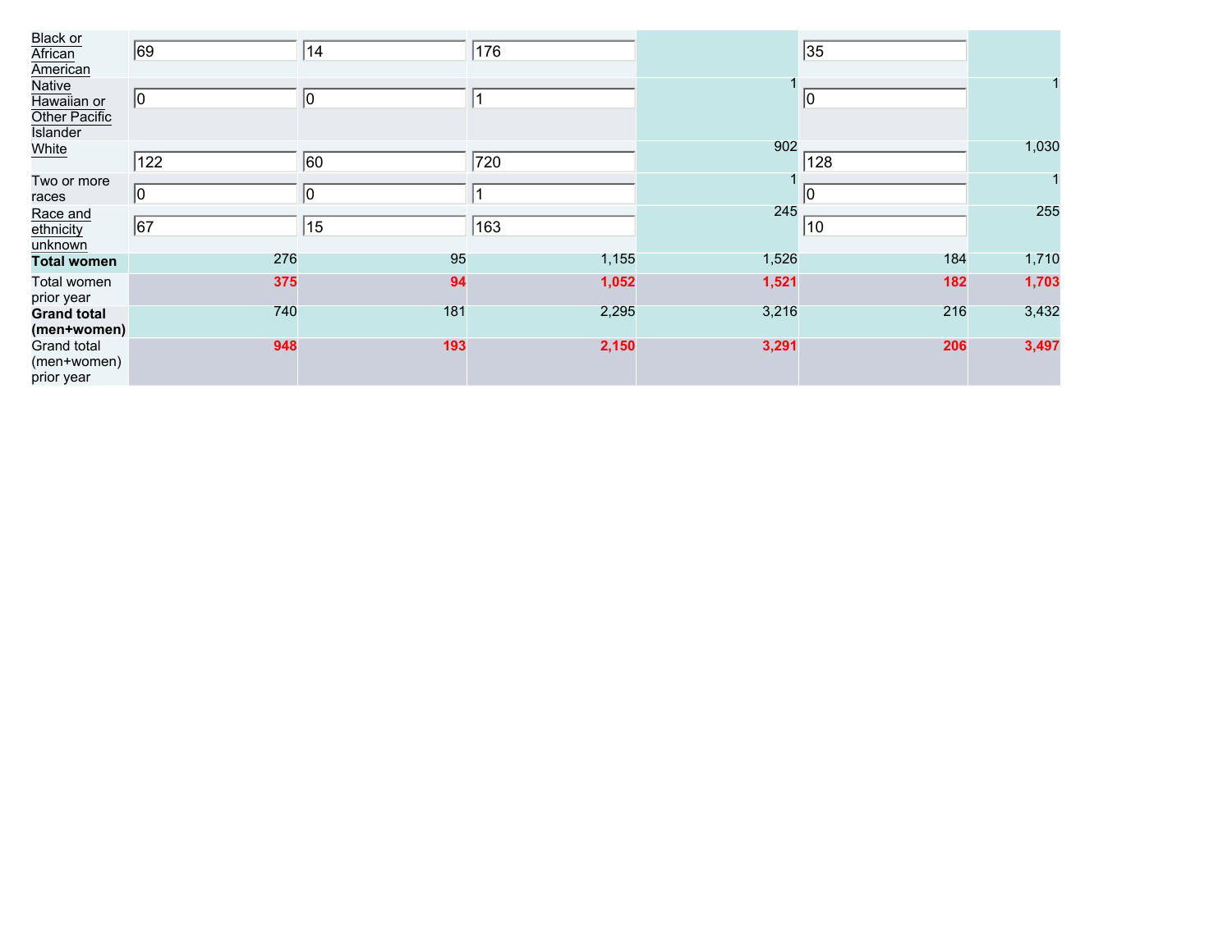| | | | | | | |
|---|---|---|---|---|---|---|
| Black or African American | 69 | 14 | 176 | | 35 | |
| Native Hawaiian or Other Pacific Islander | 0 | 0 | 1 | 1 | 0 | 1 |
| White | 122 | 60 | 720 | 902 | 128 | 1,030 |
| Two or more races | 0 | 0 | 1 | 1 | 0 | 1 |
| Race and ethnicity unknown | 67 | 15 | 163 | 245 | 10 | 255 |
| **Total women** | 276 | 95 | 1,155 | 1,526 | 184 | 1,710 |
| Total women prior year | **375** | **94** | **1,052** | **1,521** | **182** | **1,703** |
| **Grand total (men+women)** | 740 | 181 | 2,295 | 3,216 | 216 | 3,432 |
| Grand total (men+women) prior year | **948** | **193** | **2,150** | **3,291** | **206** | **3,497** |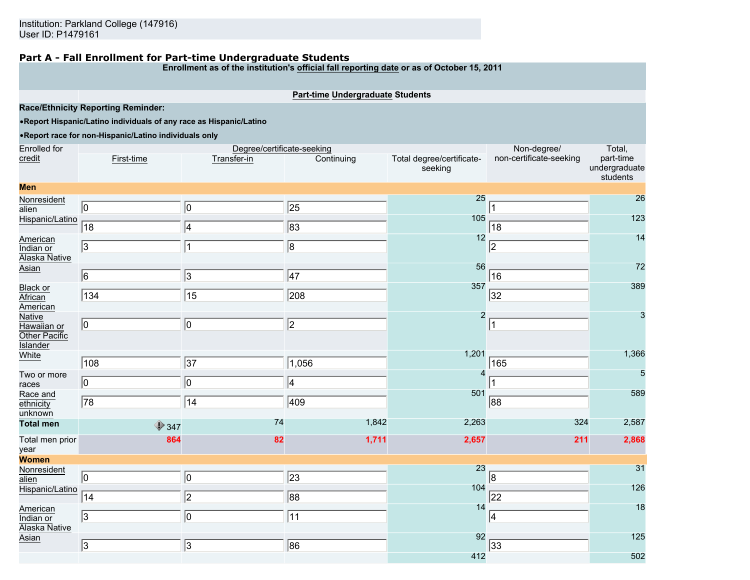Institution: Parkland College (147916)
User ID: P1479161

## Part A - Fall Enrollment for Part-time Undergraduate Students

**Enrollment as of the institution's official fall reporting date or as of October 15, 2011**

**Part-time Undergraduate Students**

**Race/Ethnicity Reporting Reminder:**

- **Report Hispanic/Latino individuals of any race as Hispanic/Latino**
- **Report race for non-Hispanic/Latino individuals only**

| Enrolled for credit | Degree/certificate-seeking | | | | Non-degree/ non-certificate-seeking | Total, part-time undergraduate students |
|---|---|---|---|---|---|---|
| | First-time | Transfer-in | Continuing | Total degree/certificate-seeking | | |
| **Men** | | | | | | |
| Nonresident alien | 0 | 0 | 25 | 25 | 1 | 26 |
| Hispanic/Latino | 18 | 4 | 83 | 105 | 18 | 123 |
| American Indian or Alaska Native | 3 | 1 | 8 | 12 | 2 | 14 |
| Asian | 6 | 3 | 47 | 56 | 16 | 72 |
| Black or African American | 134 | 15 | 208 | 357 | 32 | 389 |
| Native Hawaiian or Other Pacific Islander | 0 | 0 | 2 | 2 | 1 | 3 |
| White | 108 | 37 | 1,056 | 1,201 | 165 | 1,366 |
| Two or more races | 0 | 0 | 4 | 4 | 1 | 5 |
| Race and ethnicity unknown | 78 | 14 | 409 | 501 | 88 | 589 |
| **Total men** | 347 | 74 | 1,842 | 2,263 | 324 | 2,587 |
| Total men prior year | 864 | 82 | 1,711 | 2,657 | 211 | 2,868 |
| **Women** | | | | | | |
| Nonresident alien | 0 | 0 | 23 | 23 | 8 | 31 |
| Hispanic/Latino | 14 | 2 | 88 | 104 | 22 | 126 |
| American Indian or Alaska Native | 3 | 0 | 11 | 14 | 4 | 18 |
| Asian | 3 | 3 | 86 | 92 | 33 | 125 |
| | | | | 412 | | 502 |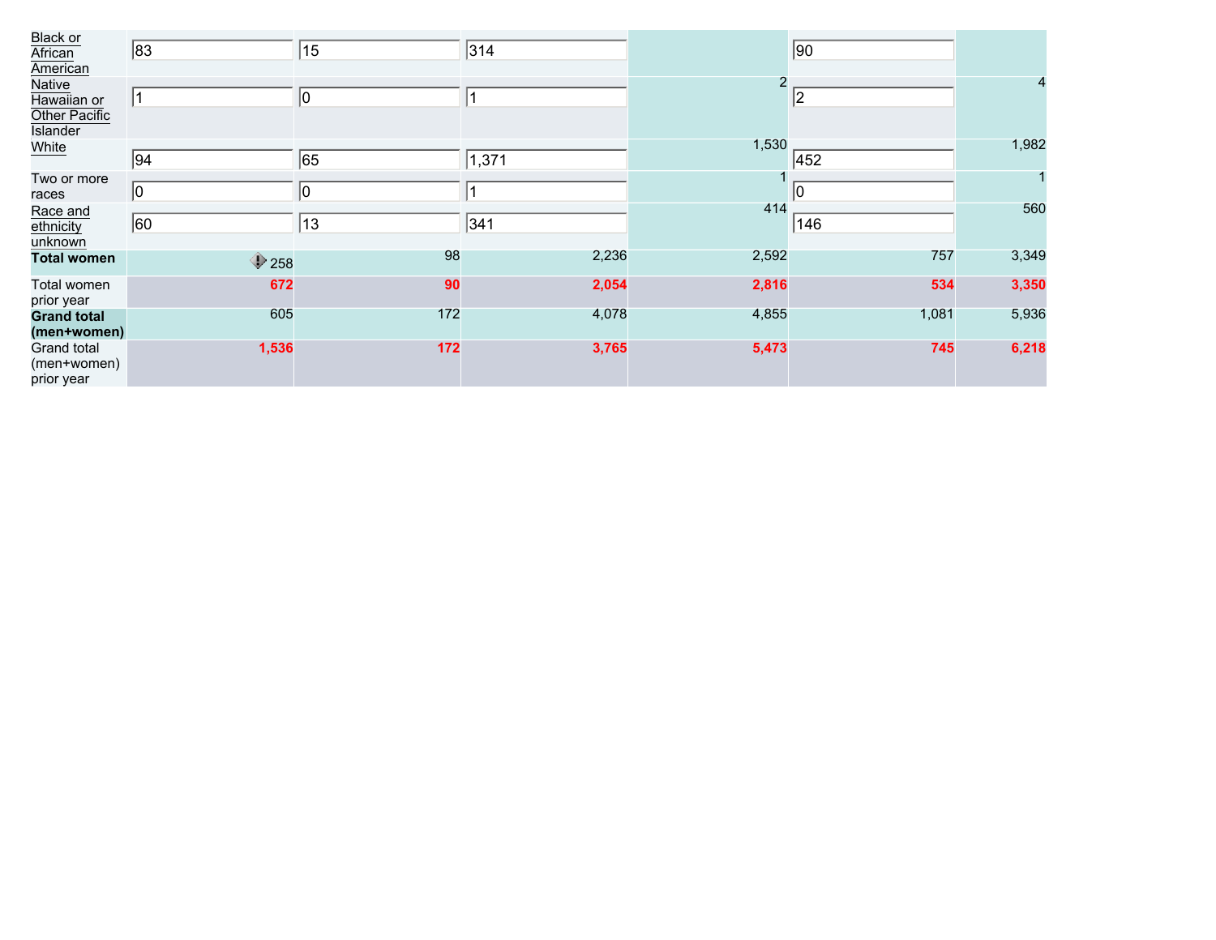| | | | | | | |
|---|---|---|---|---|---|---|
| Black or African American | 83 | 15 | 314 | | 90 | |
| Native Hawaiian or Other Pacific Islander | 1 | 0 | 1 | 2 | 2 | 4 |
| White | 94 | 65 | 1,371 | 1,530 | 452 | 1,982 |
| Two or more races | 0 | 0 | 1 | 1 | 0 | 1 |
| Race and ethnicity unknown | 60 | 13 | 341 | 414 | 146 | 560 |
| **Total women** | 258 | 98 | 2,236 | 2,592 | 757 | 3,349 |
| Total women prior year | **672** | **90** | **2,054** | **2,816** | **534** | **3,350** |
| **Grand total (men+women)** | 605 | 172 | 4,078 | 4,855 | 1,081 | 5,936 |
| Grand total (men+women) prior year | **1,536** | **172** | **3,765** | **5,473** | **745** | **6,218** |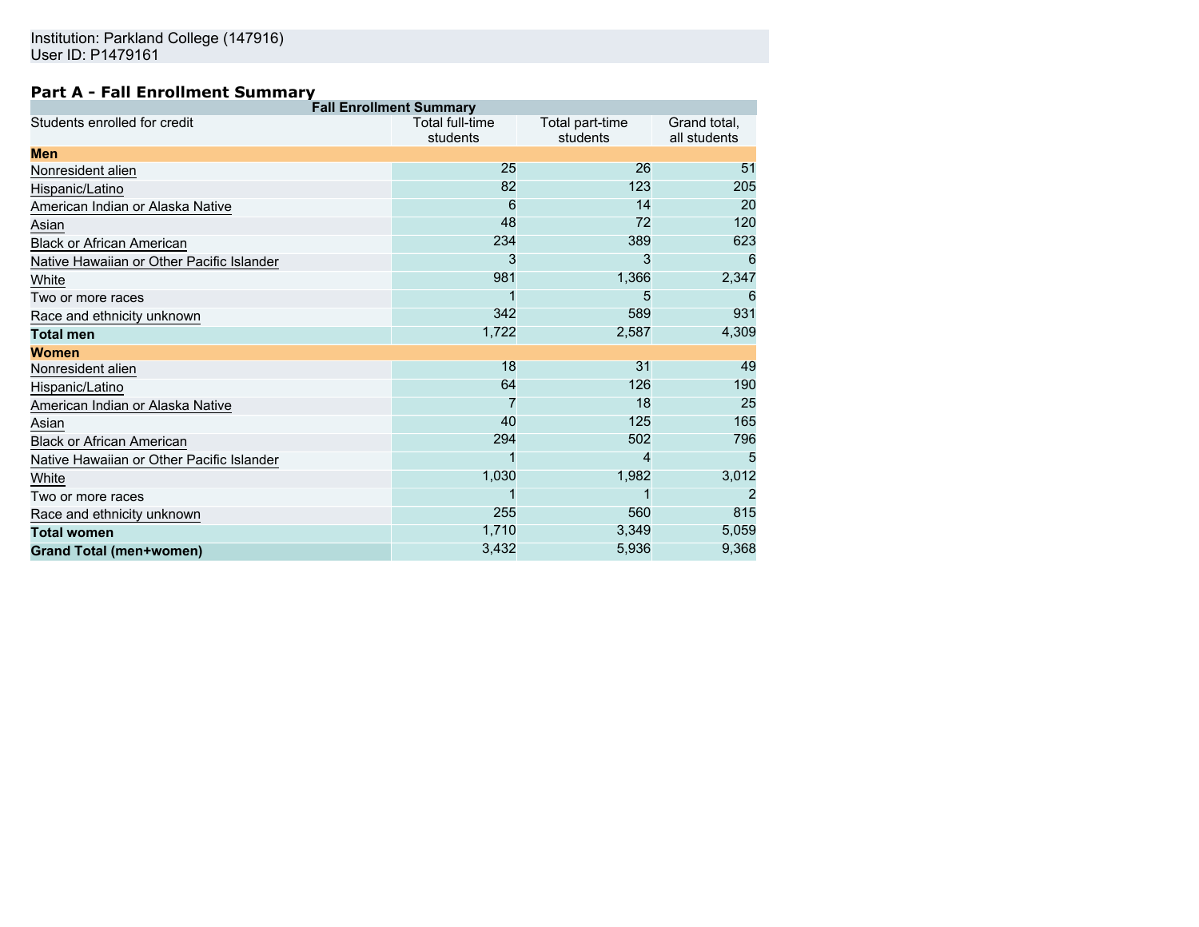Institution: Parkland College (147916)
User ID: P1479161

## Part A - Fall Enrollment Summary

| Fall Enrollment Summary | | | |
|---|---|---|---|
| Students enrolled for credit | Total full-time students | Total part-time students | Grand total, all students |
| **Men** | | | |
| Nonresident alien | 25 | 26 | 51 |
| Hispanic/Latino | 82 | 123 | 205 |
| American Indian or Alaska Native | 6 | 14 | 20 |
| Asian | 48 | 72 | 120 |
| Black or African American | 234 | 389 | 623 |
| Native Hawaiian or Other Pacific Islander | 3 | 3 | 6 |
| White | 981 | 1,366 | 2,347 |
| Two or more races | 1 | 5 | 6 |
| Race and ethnicity unknown | 342 | 589 | 931 |
| **Total men** | 1,722 | 2,587 | 4,309 |
| **Women** | | | |
| Nonresident alien | 18 | 31 | 49 |
| Hispanic/Latino | 64 | 126 | 190 |
| American Indian or Alaska Native | 7 | 18 | 25 |
| Asian | 40 | 125 | 165 |
| Black or African American | 294 | 502 | 796 |
| Native Hawaiian or Other Pacific Islander | 1 | 4 | 5 |
| White | 1,030 | 1,982 | 3,012 |
| Two or more races | 1 | 1 | 2 |
| Race and ethnicity unknown | 255 | 560 | 815 |
| **Total women** | 1,710 | 3,349 | 5,059 |
| **Grand Total (men+women)** | 3,432 | 5,936 | 9,368 |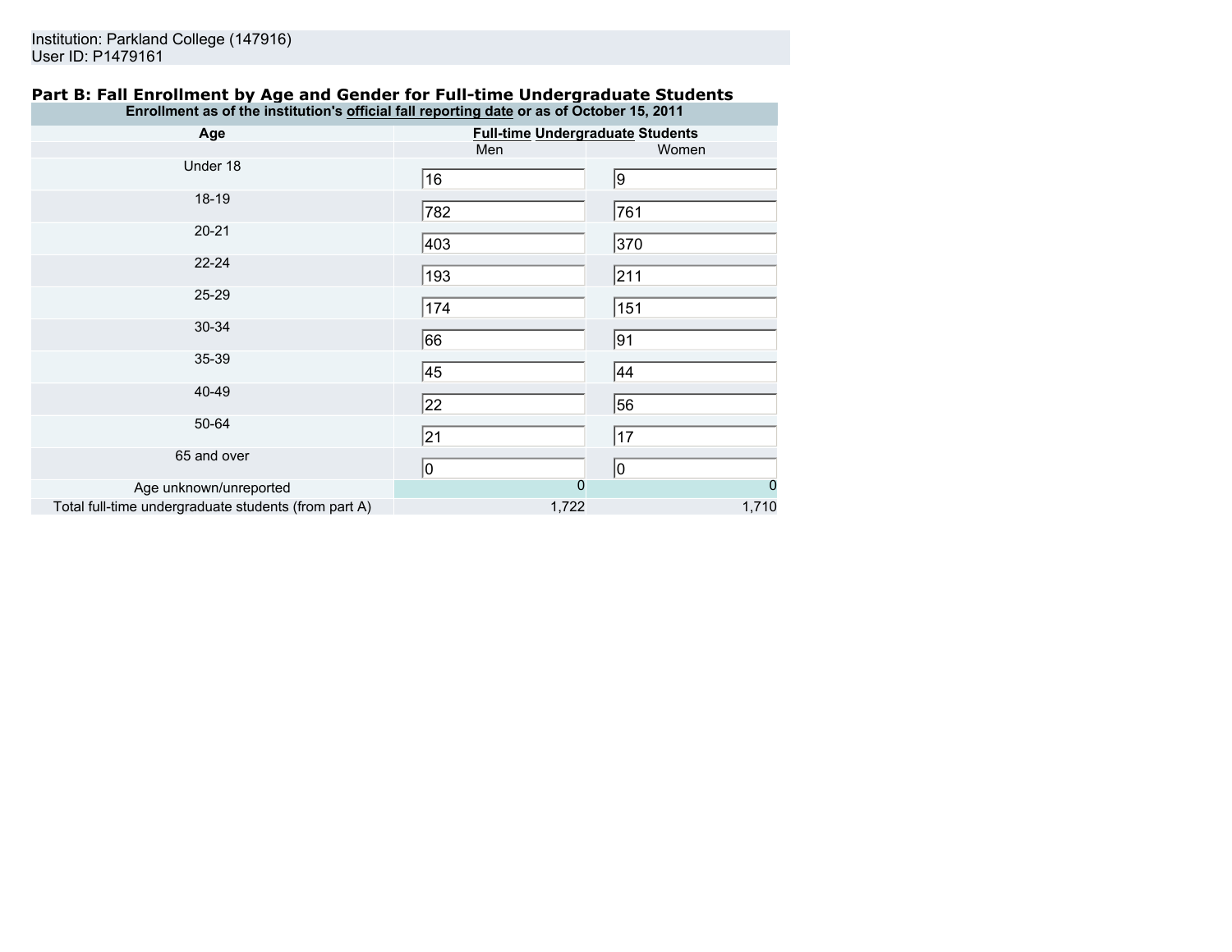Institution: Parkland College (147916)
User ID: P1479161

## Part B: Fall Enrollment by Age and Gender for Full-time Undergraduate Students

| Enrollment as of the institution's official fall reporting date or as of October 15, 2011 | | |
|---|---|---|
| **Age** | **Full-time Undergraduate Students** | |
| | Men | Women |
| Under 18 | 16 | 9 |
| 18-19 | 782 | 761 |
| 20-21 | 403 | 370 |
| 22-24 | 193 | 211 |
| 25-29 | 174 | 151 |
| 30-34 | 66 | 91 |
| 35-39 | 45 | 44 |
| 40-49 | 22 | 56 |
| 50-64 | 21 | 17 |
| 65 and over | 0 | 0 |
| Age unknown/unreported | 0 | 0 |
| Total full-time undergraduate students (from part A) | 1,722 | 1,710 |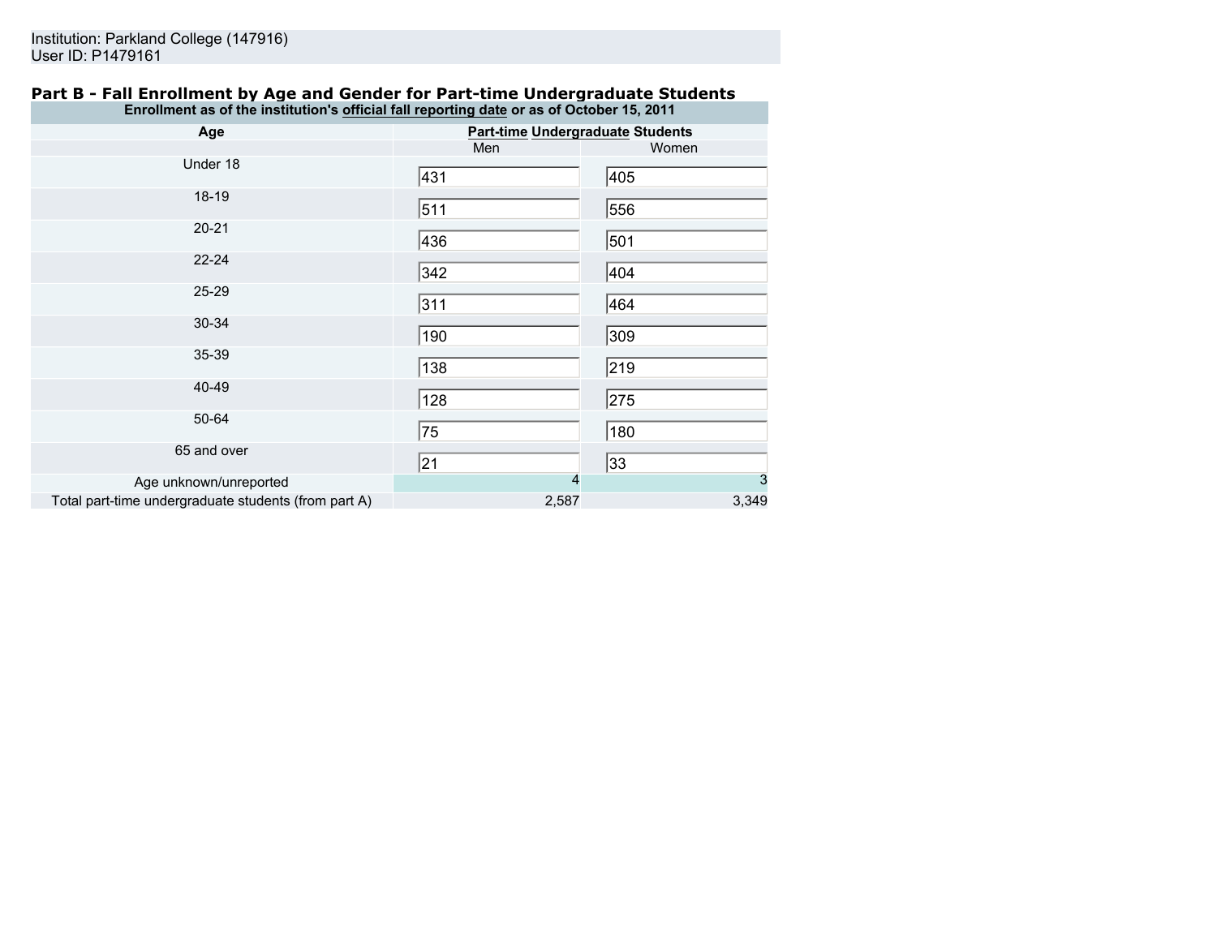Institution: Parkland College (147916)
User ID: P1479161

## Part B - Fall Enrollment by Age and Gender for Part-time Undergraduate Students

| Enrollment as of the institution's official fall reporting date or as of October 15, 2011 | | |
|---|---|---|
| Age | Part-time Undergraduate Students | |
| | Men | Women |
| Under 18 | 431 | 405 |
| 18-19 | 511 | 556 |
| 20-21 | 436 | 501 |
| 22-24 | 342 | 404 |
| 25-29 | 311 | 464 |
| 30-34 | 190 | 309 |
| 35-39 | 138 | 219 |
| 40-49 | 128 | 275 |
| 50-64 | 75 | 180 |
| 65 and over | 21 | 33 |
| Age unknown/unreported | 4 | 3 |
| Total part-time undergraduate students (from part A) | 2,587 | 3,349 |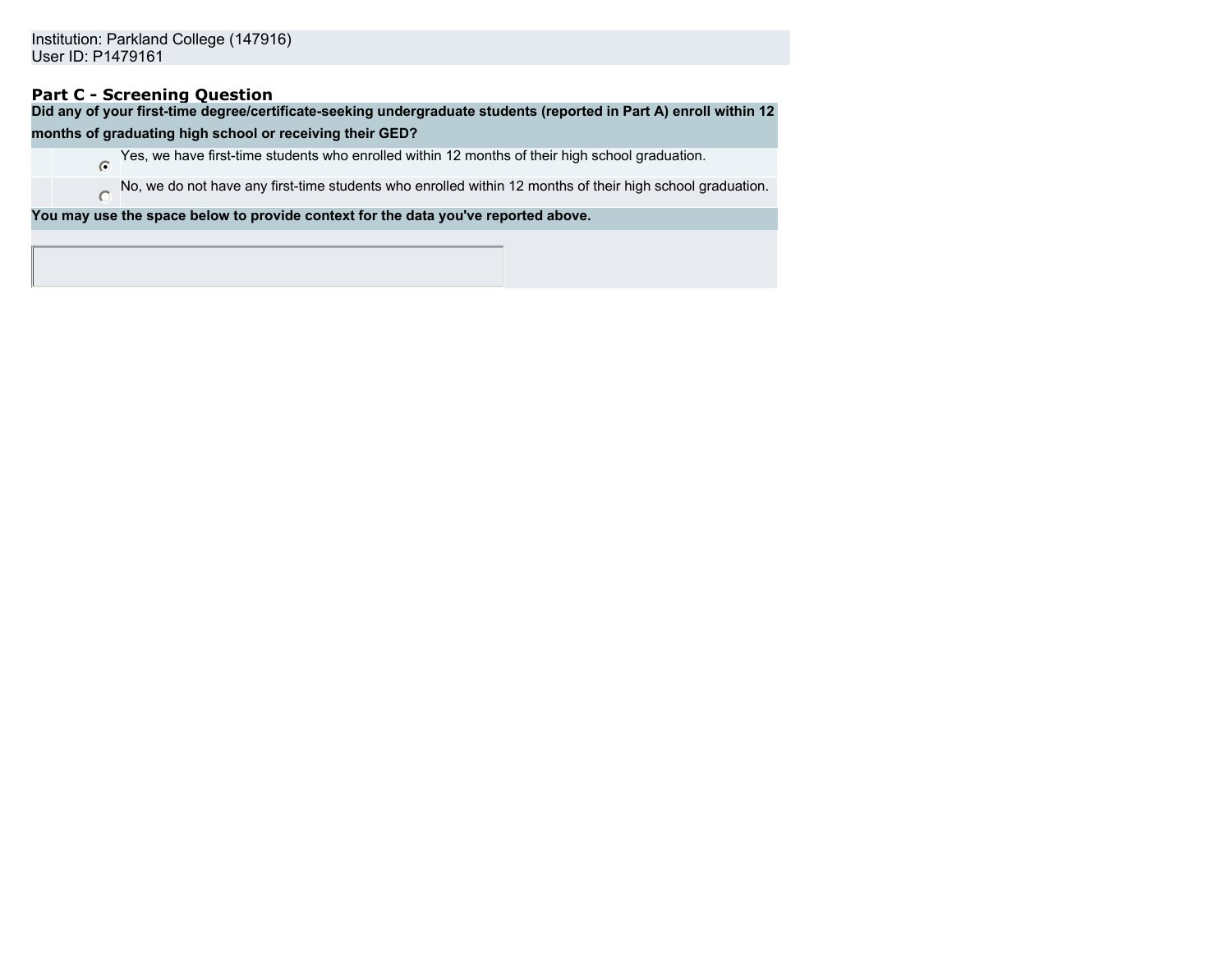Institution: Parkland College (147916)
User ID: P1479161

## Part C - Screening Question

**Did any of your first-time degree/certificate-seeking undergraduate students (reported in Part A) enroll within 12 months of graduating high school or receiving their GED?**

| | |
|---|---|
| (•) | Yes, we have first-time students who enrolled within 12 months of their high school graduation. |
| ( ) | No, we do not have any first-time students who enrolled within 12 months of their high school graduation. |

**You may use the space below to provide context for the data you've reported above.**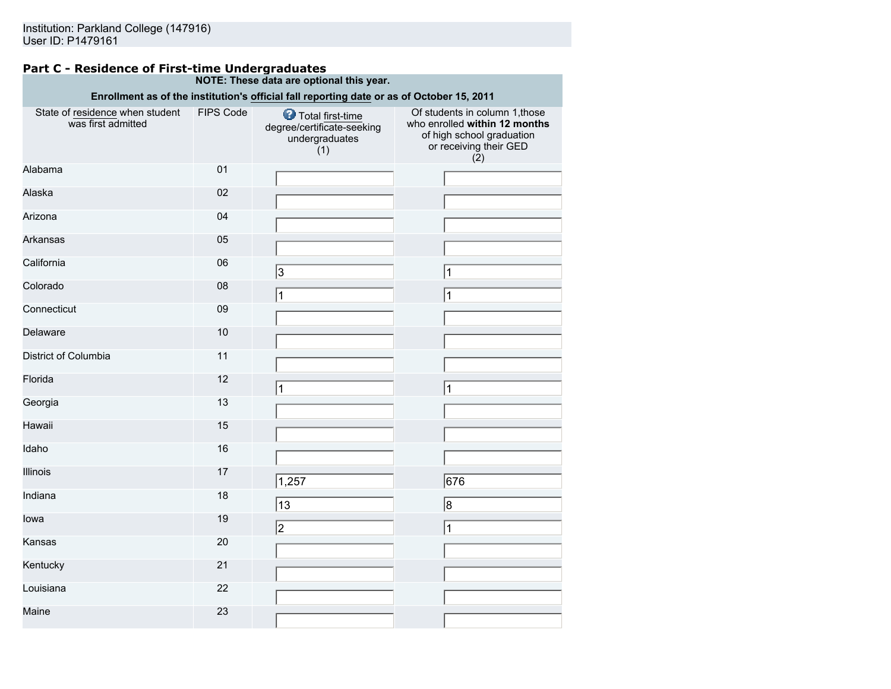Institution: Parkland College (147916)
User ID: P1479161

### Part C - Residence of First-time Undergraduates

**NOTE: These data are optional this year.**

**Enrollment as of the institution's official fall reporting date or as of October 15, 2011**

| State of residence when student was first admitted | FIPS Code | Total first-time degree/certificate-seeking undergraduates (1) | Of students in column 1,those who enrolled **within 12 months** of high school graduation or receiving their GED (2) |
|---|---|---|---|
| Alabama | 01 | | |
| Alaska | 02 | | |
| Arizona | 04 | | |
| Arkansas | 05 | | |
| California | 06 | 3 | 1 |
| Colorado | 08 | 1 | 1 |
| Connecticut | 09 | | |
| Delaware | 10 | | |
| District of Columbia | 11 | | |
| Florida | 12 | 1 | 1 |
| Georgia | 13 | | |
| Hawaii | 15 | | |
| Idaho | 16 | | |
| Illinois | 17 | 1,257 | 676 |
| Indiana | 18 | 13 | 8 |
| Iowa | 19 | 2 | 1 |
| Kansas | 20 | | |
| Kentucky | 21 | | |
| Louisiana | 22 | | |
| Maine | 23 | | |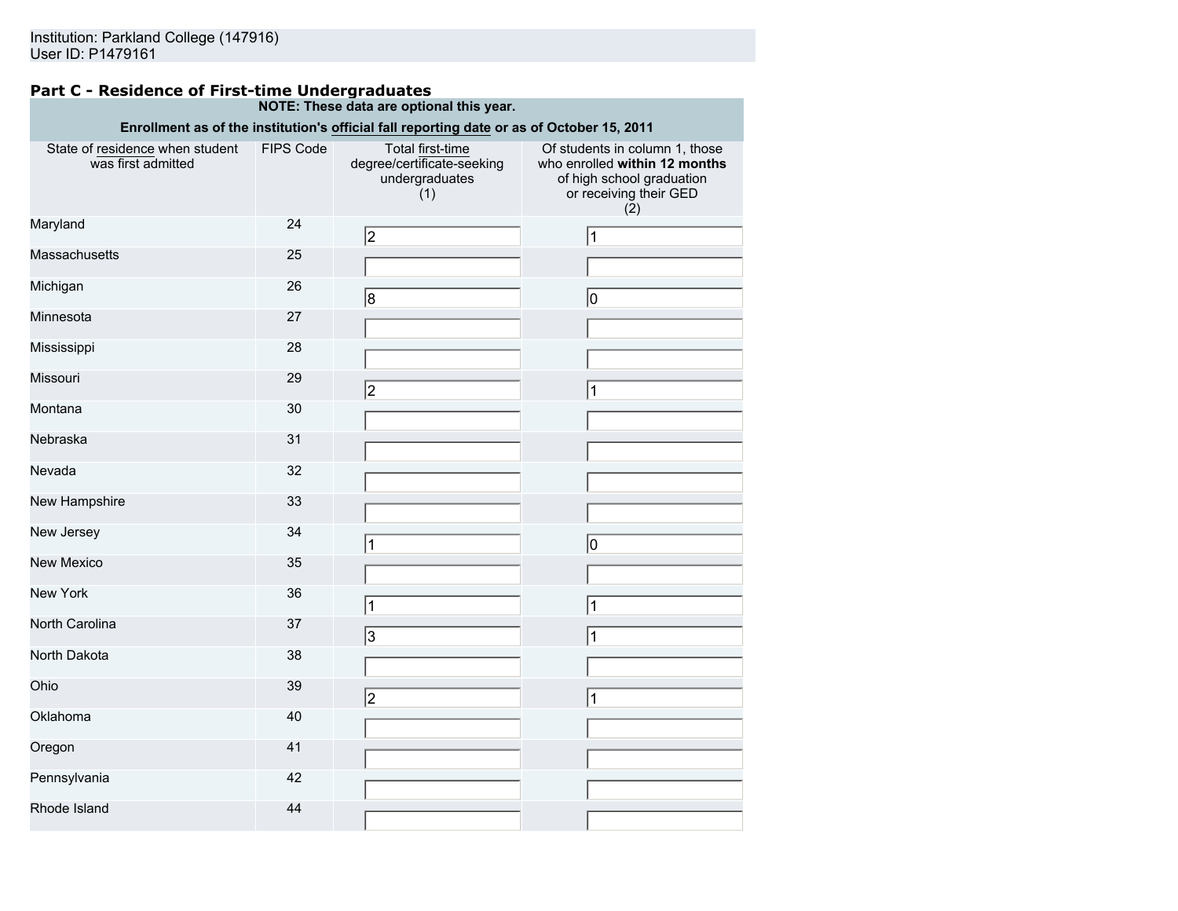Institution: Parkland College (147916)
User ID: P1479161

## Part C - Residence of First-time Undergraduates

**NOTE: These data are optional this year.**

**Enrollment as of the institution's official fall reporting date or as of October 15, 2011**

| State of residence when student was first admitted | FIPS Code | Total first-time degree/certificate-seeking undergraduates (1) | Of students in column 1, those who enrolled **within 12 months** of high school graduation or receiving their GED (2) |
|---|---|---|---|
| Maryland | 24 | 2 | 1 |
| Massachusetts | 25 | | |
| Michigan | 26 | 8 | 0 |
| Minnesota | 27 | | |
| Mississippi | 28 | | |
| Missouri | 29 | 2 | 1 |
| Montana | 30 | | |
| Nebraska | 31 | | |
| Nevada | 32 | | |
| New Hampshire | 33 | | |
| New Jersey | 34 | 1 | 0 |
| New Mexico | 35 | | |
| New York | 36 | 1 | 1 |
| North Carolina | 37 | 3 | 1 |
| North Dakota | 38 | | |
| Ohio | 39 | 2 | 1 |
| Oklahoma | 40 | | |
| Oregon | 41 | | |
| Pennsylvania | 42 | | |
| Rhode Island | 44 | | |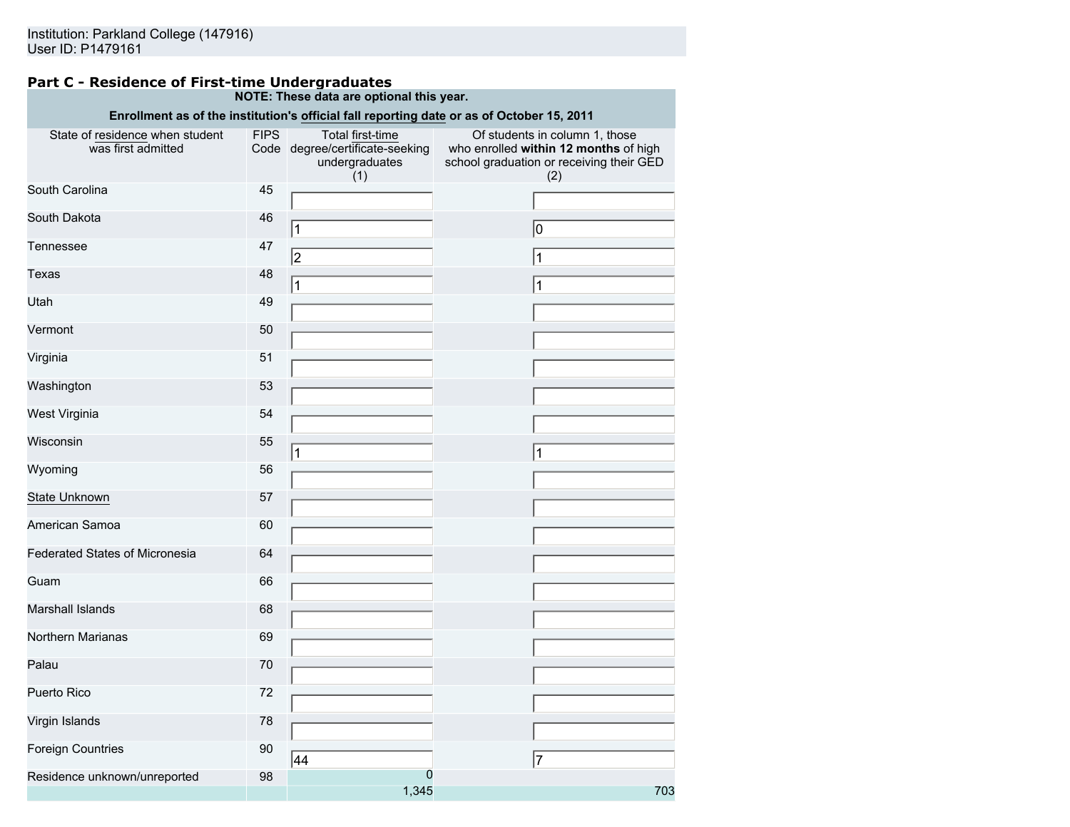Institution: Parkland College (147916)
User ID: P1479161

## Part C - Residence of First-time Undergraduates

**NOTE: These data are optional this year.**

**Enrollment as of the institution's official fall reporting date or as of October 15, 2011**

| State of residence when student was first admitted | FIPS Code | Total first-time degree/certificate-seeking undergraduates (1) | Of students in column 1, those who enrolled **within 12 months** of high school graduation or receiving their GED (2) |
|---|---|---|---|
| South Carolina | 45 | | |
| South Dakota | 46 | 1 | 0 |
| Tennessee | 47 | 2 | 1 |
| Texas | 48 | 1 | 1 |
| Utah | 49 | | |
| Vermont | 50 | | |
| Virginia | 51 | | |
| Washington | 53 | | |
| West Virginia | 54 | | |
| Wisconsin | 55 | 1 | 1 |
| Wyoming | 56 | | |
| State Unknown | 57 | | |
| American Samoa | 60 | | |
| Federated States of Micronesia | 64 | | |
| Guam | 66 | | |
| Marshall Islands | 68 | | |
| Northern Marianas | 69 | | |
| Palau | 70 | | |
| Puerto Rico | 72 | | |
| Virgin Islands | 78 | | |
| Foreign Countries | 90 | 44 | 7 |
| Residence unknown/unreported | 98 | 0 | |
| | | 1,345 | 703 |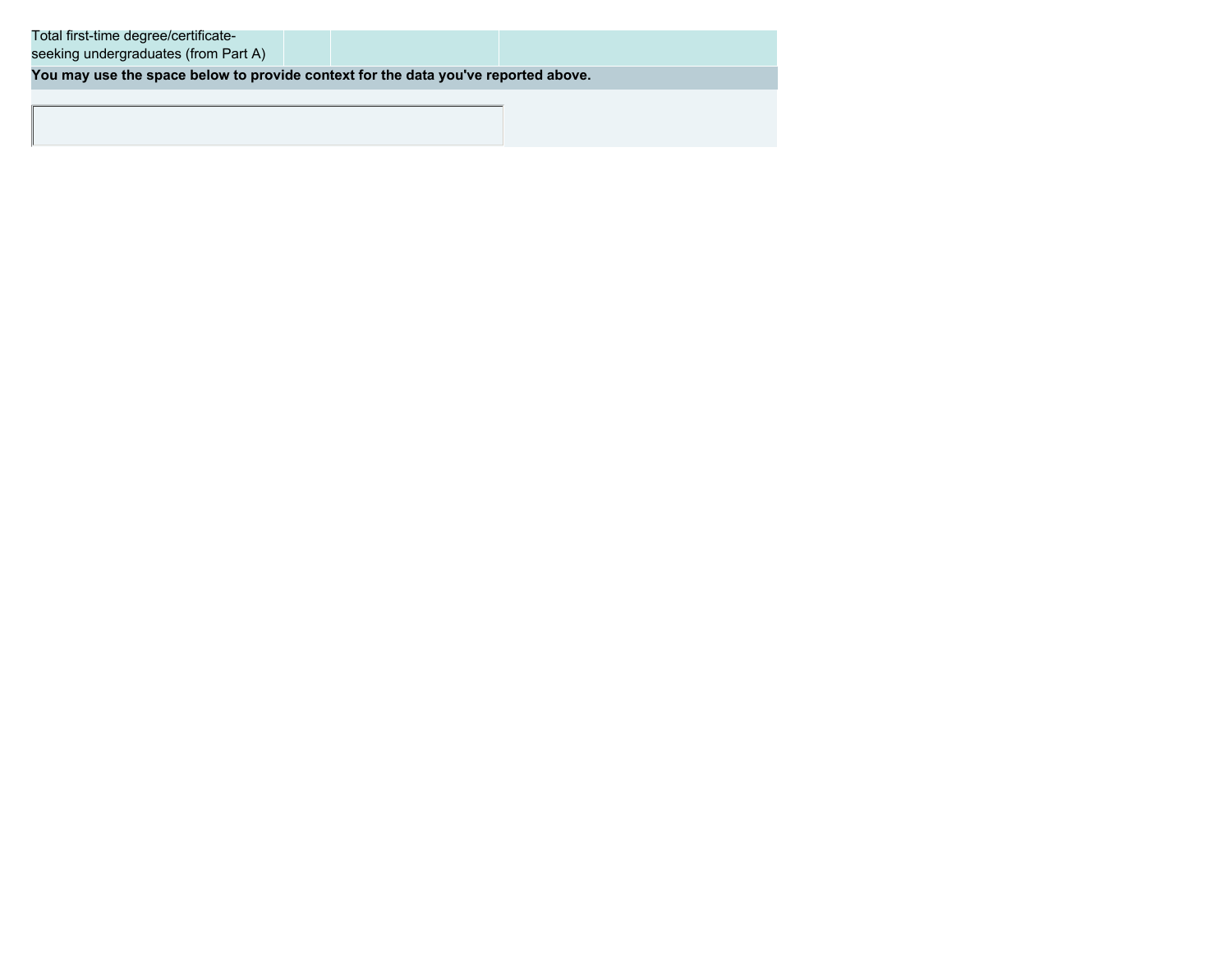| | | | |
|---|---|---|---|
| Total first-time degree/certificate-seeking undergraduates (from Part A) | | | |

**You may use the space below to provide context for the data you've reported above.**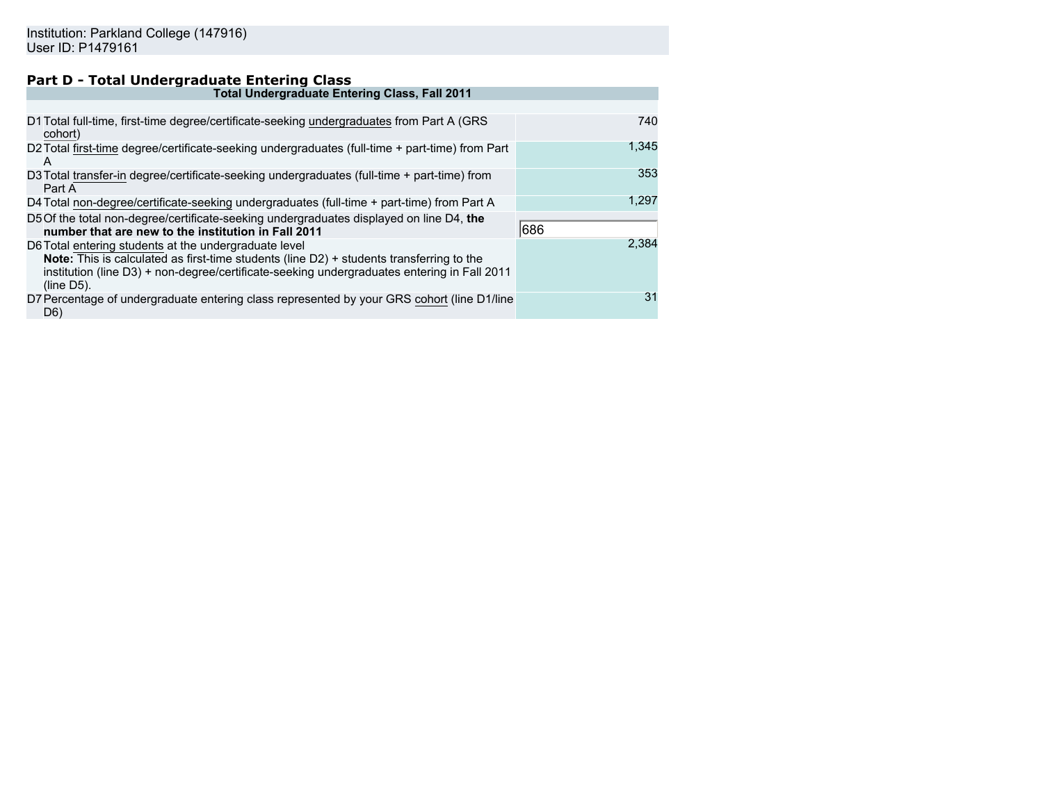Institution: Parkland College (147916)
User ID: P1479161

## Part D - Total Undergraduate Entering Class

| Total Undergraduate Entering Class, Fall 2011 | | |
|---|---|---|
| D1 | Total full-time, first-time degree/certificate-seeking undergraduates from Part A (GRS cohort) | 740 |
| D2 | Total first-time degree/certificate-seeking undergraduates (full-time + part-time) from Part A | 1,345 |
| D3 | Total transfer-in degree/certificate-seeking undergraduates (full-time + part-time) from Part A | 353 |
| D4 | Total non-degree/certificate-seeking undergraduates (full-time + part-time) from Part A | 1,297 |
| D5 | Of the total non-degree/certificate-seeking undergraduates displayed on line D4, **the number that are new to the institution in Fall 2011** | 686 |
| D6 | Total entering students at the undergraduate level<br>**Note:** This is calculated as first-time students (line D2) + students transferring to the institution (line D3) + non-degree/certificate-seeking undergraduates entering in Fall 2011 (line D5). | 2,384 |
| D7 | Percentage of undergraduate entering class represented by your GRS cohort (line D1/line D6) | 31 |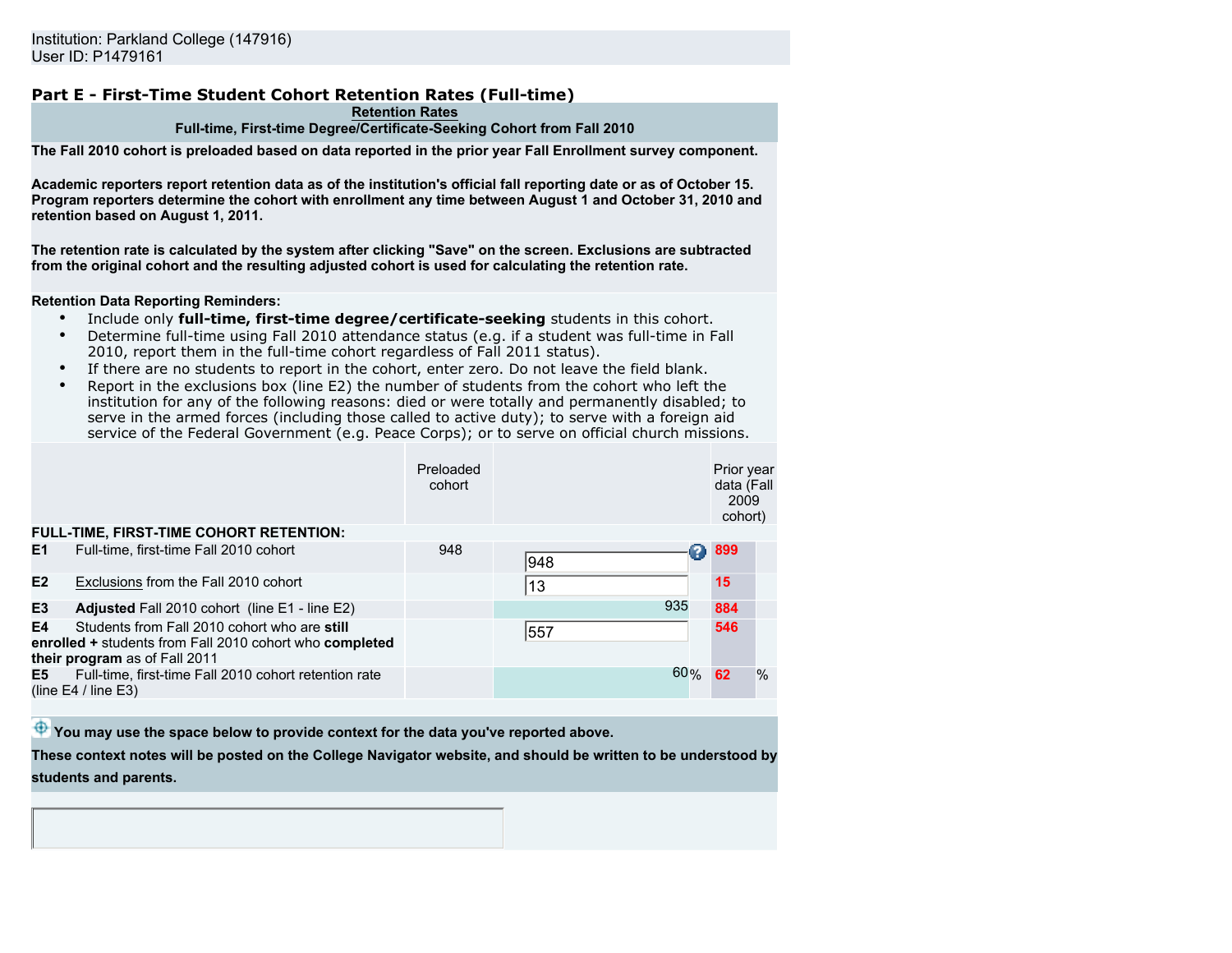Institution: Parkland College (147916)
User ID: P1479161

## Part E - First-Time Student Cohort Retention Rates (Full-time)

**Retention Rates**
**Full-time, First-time Degree/Certificate-Seeking Cohort from Fall 2010**

**The Fall 2010 cohort is preloaded based on data reported in the prior year Fall Enrollment survey component.**

**Academic reporters report retention data as of the institution's official fall reporting date or as of October 15. Program reporters determine the cohort with enrollment any time between August 1 and October 31, 2010 and retention based on August 1, 2011.**

**The retention rate is calculated by the system after clicking "Save" on the screen. Exclusions are subtracted from the original cohort and the resulting adjusted cohort is used for calculating the retention rate.**

**Retention Data Reporting Reminders:**

- Include only **full-time, first-time degree/certificate-seeking** students in this cohort.
- Determine full-time using Fall 2010 attendance status (e.g. if a student was full-time in Fall 2010, report them in the full-time cohort regardless of Fall 2011 status).
- If there are no students to report in the cohort, enter zero. Do not leave the field blank.
- Report in the exclusions box (line E2) the number of students from the cohort who left the institution for any of the following reasons: died or were totally and permanently disabled; to serve in the armed forces (including those called to active duty); to serve with a foreign aid service of the Federal Government (e.g. Peace Corps); or to serve on official church missions.

| | | Preloaded cohort | | Prior year data (Fall 2009 cohort) |
|---|---|---|---|---|
| **FULL-TIME, FIRST-TIME COHORT RETENTION:** | | | | |
| E1 | Full-time, first-time Fall 2010 cohort | 948 | 948 | 899 |
| E2 | Exclusions from the Fall 2010 cohort | | 13 | 15 |
| E3 | **Adjusted** Fall 2010 cohort (line E1 - line E2) | | 935 | 884 |
| E4 | Students from Fall 2010 cohort who are **still enrolled +** students from Fall 2010 cohort who **completed their program** as of Fall 2011 | | 557 | 546 |
| E5 | Full-time, first-time Fall 2010 cohort retention rate (line E4 / line E3) | | 60% | 62 % |

**You may use the space below to provide context for the data you've reported above.**

**These context notes will be posted on the College Navigator website, and should be written to be understood by students and parents.**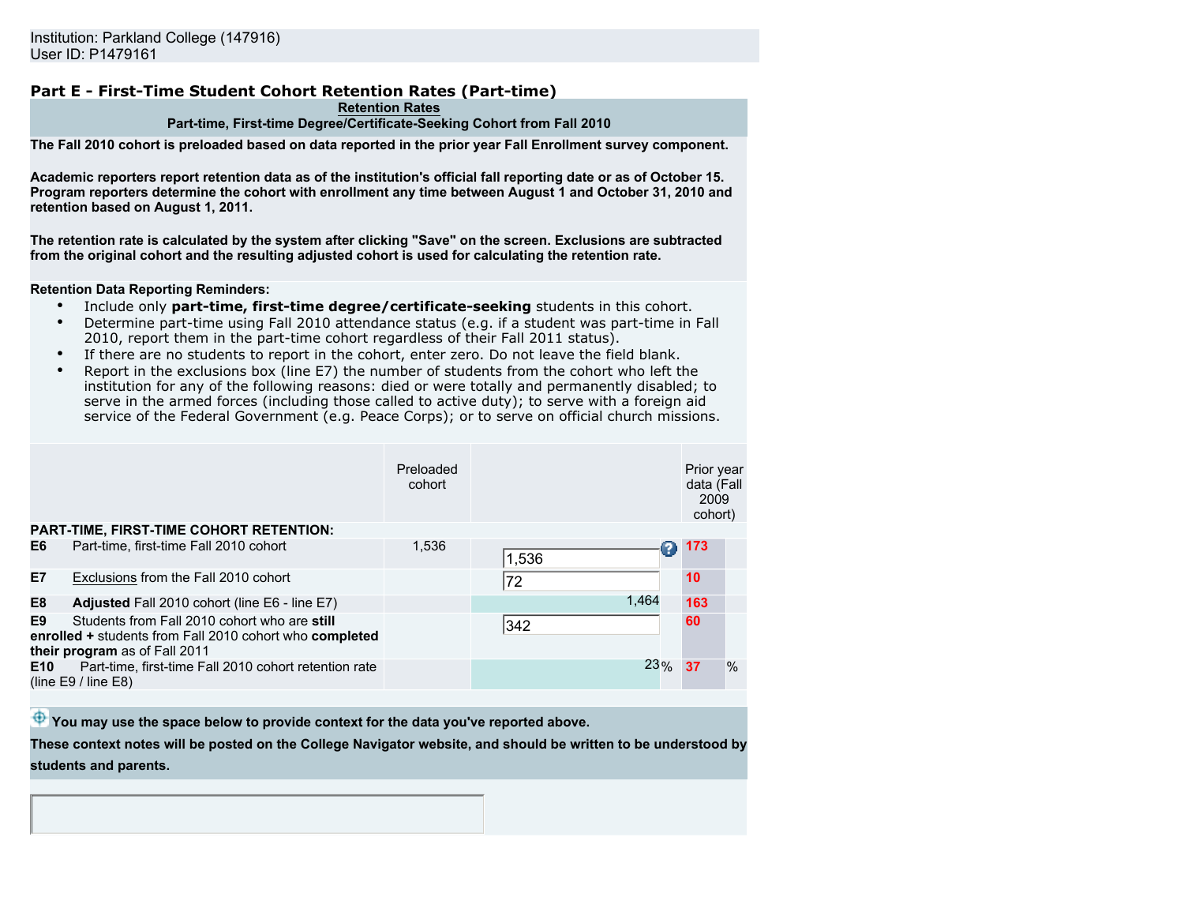Institution: Parkland College (147916)
User ID: P1479161

## Part E - First-Time Student Cohort Retention Rates (Part-time)

**Retention Rates**

**Part-time, First-time Degree/Certificate-Seeking Cohort from Fall 2010**

**The Fall 2010 cohort is preloaded based on data reported in the prior year Fall Enrollment survey component.**

**Academic reporters report retention data as of the institution's official fall reporting date or as of October 15. Program reporters determine the cohort with enrollment any time between August 1 and October 31, 2010 and retention based on August 1, 2011.**

**The retention rate is calculated by the system after clicking "Save" on the screen. Exclusions are subtracted from the original cohort and the resulting adjusted cohort is used for calculating the retention rate.**

**Retention Data Reporting Reminders:**

- Include only **part-time, first-time degree/certificate-seeking** students in this cohort.
- Determine part-time using Fall 2010 attendance status (e.g. if a student was part-time in Fall 2010, report them in the part-time cohort regardless of their Fall 2011 status).
- If there are no students to report in the cohort, enter zero. Do not leave the field blank.
- Report in the exclusions box (line E7) the number of students from the cohort who left the institution for any of the following reasons: died or were totally and permanently disabled; to serve in the armed forces (including those called to active duty); to serve with a foreign aid service of the Federal Government (e.g. Peace Corps); or to serve on official church missions.

| | Preloaded cohort | | Prior year data (Fall 2009 cohort) |
|---|---|---|---|
| **PART-TIME, FIRST-TIME COHORT RETENTION:** | | | |
| **E6** Part-time, first-time Fall 2010 cohort | 1,536 | 1,536 | 173 |
| **E7** Exclusions from the Fall 2010 cohort | | 72 | 10 |
| **E8** **Adjusted** Fall 2010 cohort (line E6 - line E7) | | 1,464 | 163 |
| **E9** Students from Fall 2010 cohort who are **still enrolled +** students from Fall 2010 cohort who **completed their program** as of Fall 2011 | | 342 | 60 |
| **E10** Part-time, first-time Fall 2010 cohort retention rate (line E9 / line E8) | | 23 % | 37 % |

**You may use the space below to provide context for the data you've reported above.**

**These context notes will be posted on the College Navigator website, and should be written to be understood by students and parents.**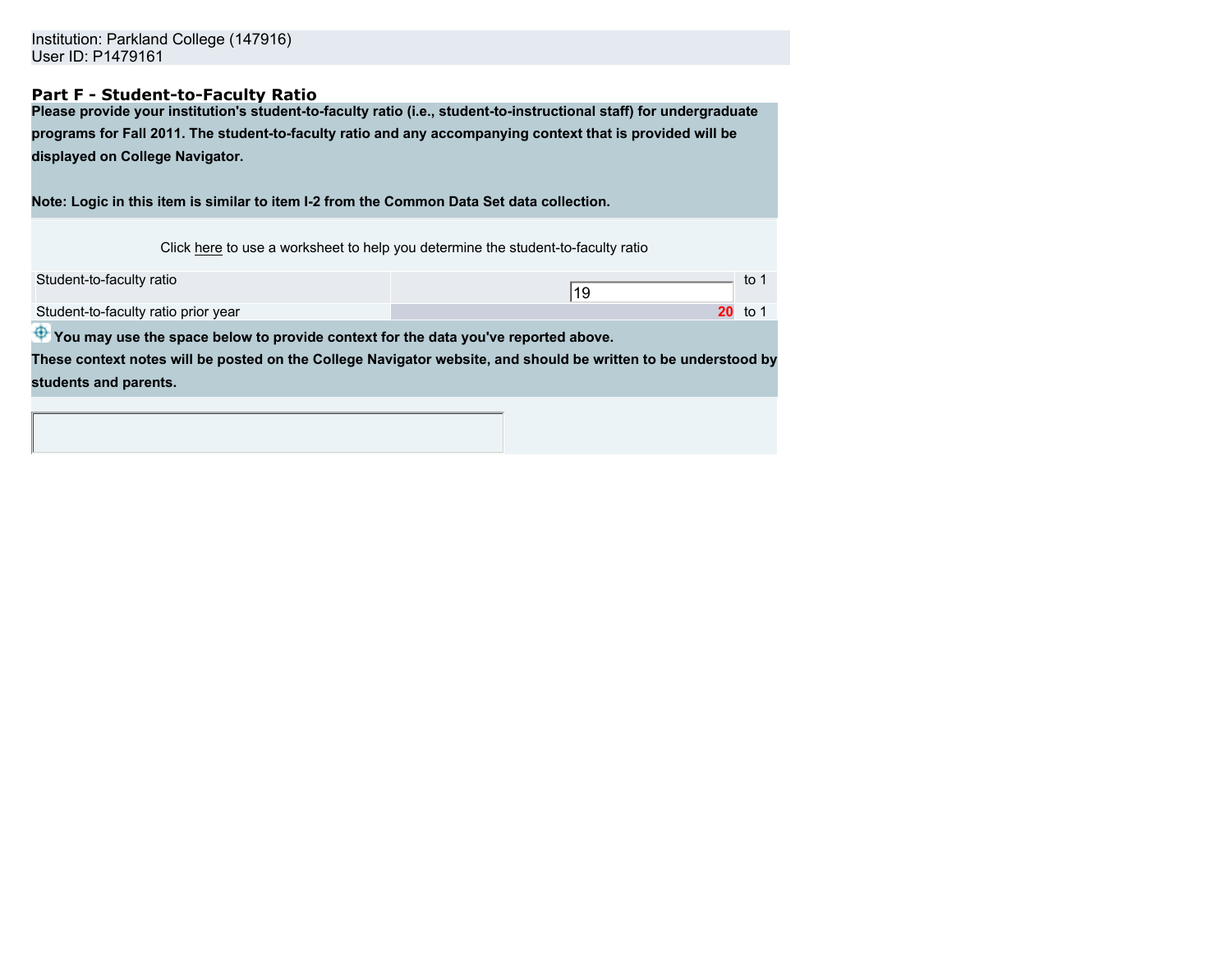Institution: Parkland College (147916)
User ID: P1479161

## Part F - Student-to-Faculty Ratio

**Please provide your institution's student-to-faculty ratio (i.e., student-to-instructional staff) for undergraduate programs for Fall 2011. The student-to-faculty ratio and any accompanying context that is provided will be displayed on College Navigator.**

**Note: Logic in this item is similar to item I-2 from the Common Data Set data collection.**

Click here to use a worksheet to help you determine the student-to-faculty ratio

| | | |
|---|---|---|
| Student-to-faculty ratio | 19 | to 1 |
| Student-to-faculty ratio prior year | 20 | to 1 |

**You may use the space below to provide context for the data you've reported above.**
**These context notes will be posted on the College Navigator website, and should be written to be understood by students and parents.**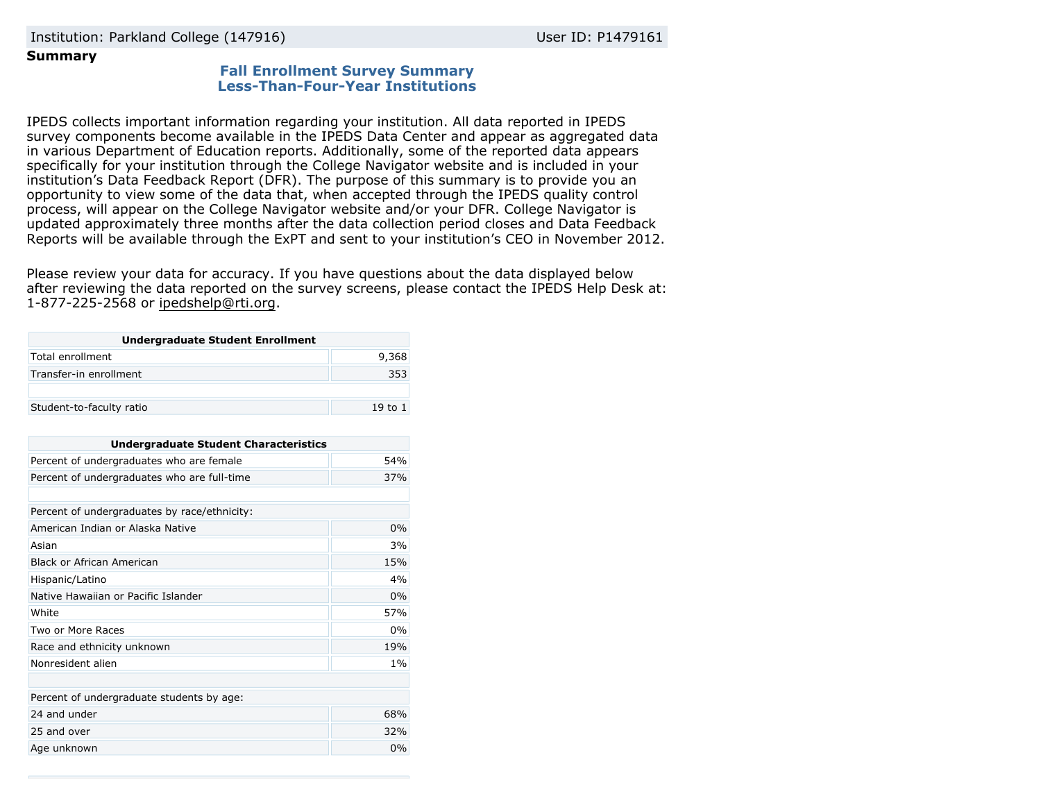Institution: Parkland College (147916) User ID: P1479161

**Summary**

## Fall Enrollment Survey Summary
## Less-Than-Four-Year Institutions

IPEDS collects important information regarding your institution. All data reported in IPEDS survey components become available in the IPEDS Data Center and appear as aggregated data in various Department of Education reports. Additionally, some of the reported data appears specifically for your institution through the College Navigator website and is included in your institution's Data Feedback Report (DFR). The purpose of this summary is to provide you an opportunity to view some of the data that, when accepted through the IPEDS quality control process, will appear on the College Navigator website and/or your DFR. College Navigator is updated approximately three months after the data collection period closes and Data Feedback Reports will be available through the ExPT and sent to your institution's CEO in November 2012.

Please review your data for accuracy. If you have questions about the data displayed below after reviewing the data reported on the survey screens, please contact the IPEDS Help Desk at: 1-877-225-2568 or ipedshelp@rti.org.

| Undergraduate Student Enrollment | |
|---|---|
| Total enrollment | 9,368 |
| Transfer-in enrollment | 353 |
| | |
| Student-to-faculty ratio | 19 to 1 |

| Undergraduate Student Characteristics | |
|---|---|
| Percent of undergraduates who are female | 54% |
| Percent of undergraduates who are full-time | 37% |
| | |
| Percent of undergraduates by race/ethnicity: | |
| American Indian or Alaska Native | 0% |
| Asian | 3% |
| Black or African American | 15% |
| Hispanic/Latino | 4% |
| Native Hawaiian or Pacific Islander | 0% |
| White | 57% |
| Two or More Races | 0% |
| Race and ethnicity unknown | 19% |
| Nonresident alien | 1% |
| | |
| Percent of undergraduate students by age: | |
| 24 and under | 68% |
| 25 and over | 32% |
| Age unknown | 0% |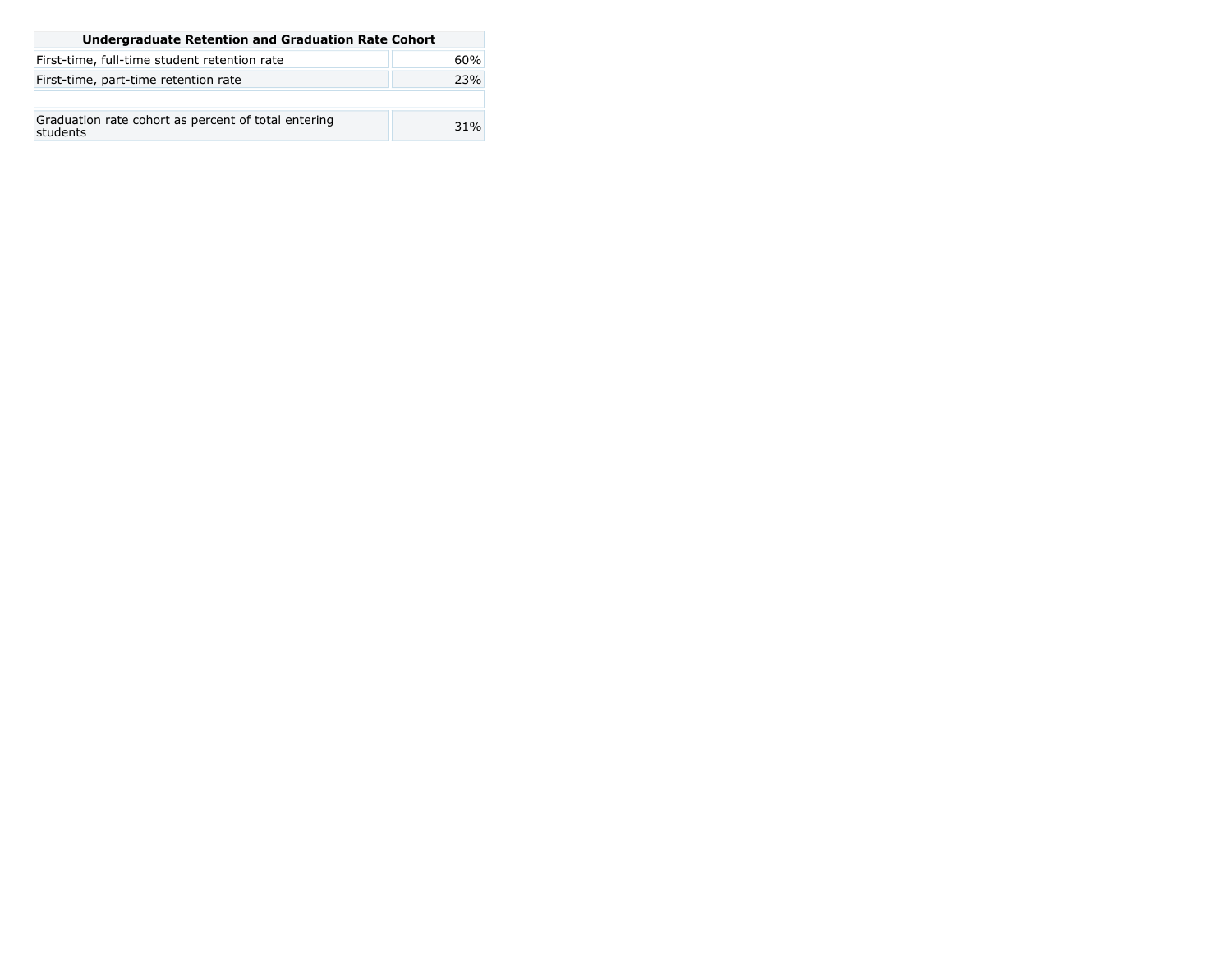| Undergraduate Retention and Graduation Rate Cohort | |
|---|---|
| First-time, full-time student retention rate | 60% |
| First-time, part-time retention rate | 23% |
| | |
| Graduation rate cohort as percent of total entering students | 31% |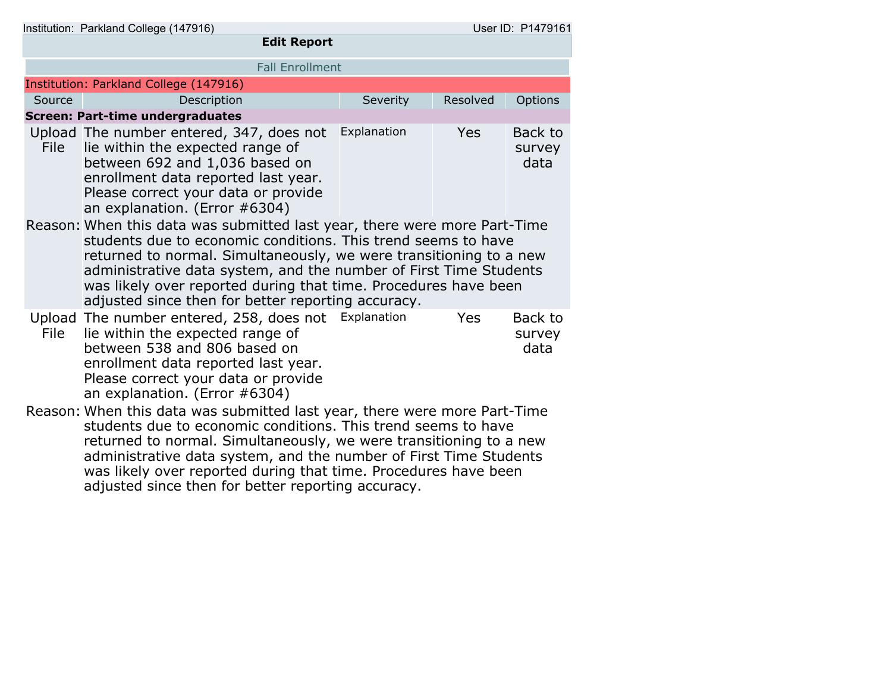Institution: Parkland College (147916) User ID: P1479161

**Edit Report**

Fall Enrollment

Institution: Parkland College (147916)

| Source | Description | Severity | Resolved | Options |
| --- | --- | --- | --- | --- |
| **Screen: Part-time undergraduates** | | | | |
| Upload File | The number entered, 347, does not lie within the expected range of between 692 and 1,036 based on enrollment data reported last year. Please correct your data or provide an explanation. (Error #6304) | Explanation | Yes | Back to survey data |
| Reason: | When this data was submitted last year, there were more Part-Time students due to economic conditions. This trend seems to have returned to normal. Simultaneously, we were transitioning to a new administrative data system, and the number of First Time Students was likely over reported during that time. Procedures have been adjusted since then for better reporting accuracy. | | | |
| Upload File | The number entered, 258, does not lie within the expected range of between 538 and 806 based on enrollment data reported last year. Please correct your data or provide an explanation. (Error #6304) | Explanation | Yes | Back to survey data |
| Reason: | When this data was submitted last year, there were more Part-Time students due to economic conditions. This trend seems to have returned to normal. Simultaneously, we were transitioning to a new administrative data system, and the number of First Time Students was likely over reported during that time. Procedures have been adjusted since then for better reporting accuracy. | | | |